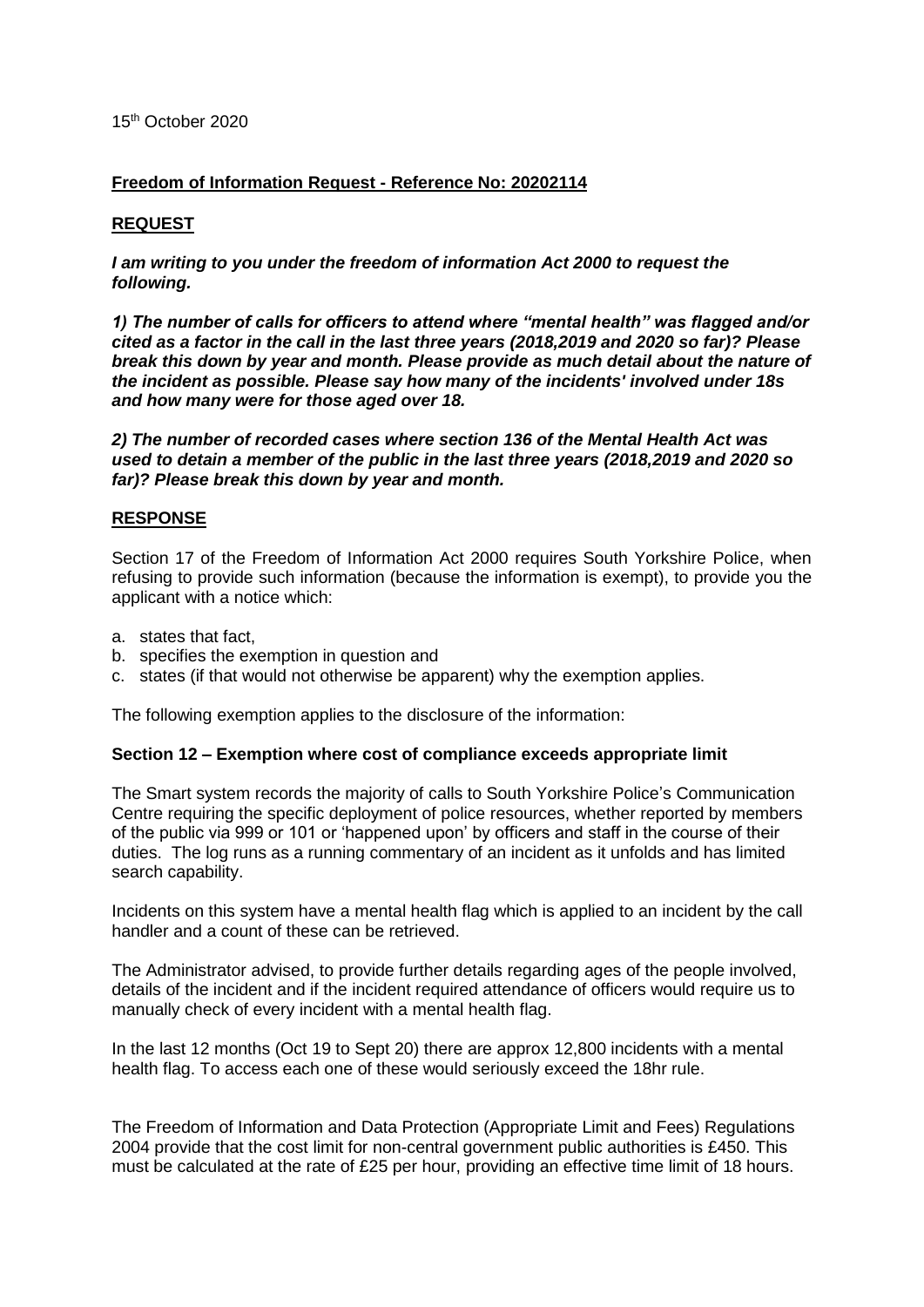15th October 2020

**Freedom of Information Request - Reference No: 20202114**

**REQUEST**

***I am writing to you under the freedom of information Act 2000 to request the following.***

***1) The number of calls for officers to attend where "mental health" was flagged and/or cited as a factor in the call in the last three years (2018,2019 and 2020 so far)? Please break this down by year and month. Please provide as much detail about the nature of the incident as possible. Please say how many of the incidents' involved under 18s and how many were for those aged over 18.***

***2) The number of recorded cases where section 136 of the Mental Health Act was used to detain a member of the public in the last three years (2018,2019 and 2020 so far)? Please break this down by year and month.***

**RESPONSE**

Section 17 of the Freedom of Information Act 2000 requires South Yorkshire Police, when refusing to provide such information (because the information is exempt), to provide you the applicant with a notice which:

a. states that fact,
b. specifies the exemption in question and
c. states (if that would not otherwise be apparent) why the exemption applies.

The following exemption applies to the disclosure of the information:

**Section 12 – Exemption where cost of compliance exceeds appropriate limit**

The Smart system records the majority of calls to South Yorkshire Police's Communication Centre requiring the specific deployment of police resources, whether reported by members of the public via 999 or 101 or 'happened upon' by officers and staff in the course of their duties. The log runs as a running commentary of an incident as it unfolds and has limited search capability.

Incidents on this system have a mental health flag which is applied to an incident by the call handler and a count of these can be retrieved.

The Administrator advised, to provide further details regarding ages of the people involved, details of the incident and if the incident required attendance of officers would require us to manually check of every incident with a mental health flag.

In the last 12 months (Oct 19 to Sept 20) there are approx 12,800 incidents with a mental health flag. To access each one of these would seriously exceed the 18hr rule.

The Freedom of Information and Data Protection (Appropriate Limit and Fees) Regulations 2004 provide that the cost limit for non-central government public authorities is £450. This must be calculated at the rate of £25 per hour, providing an effective time limit of 18 hours.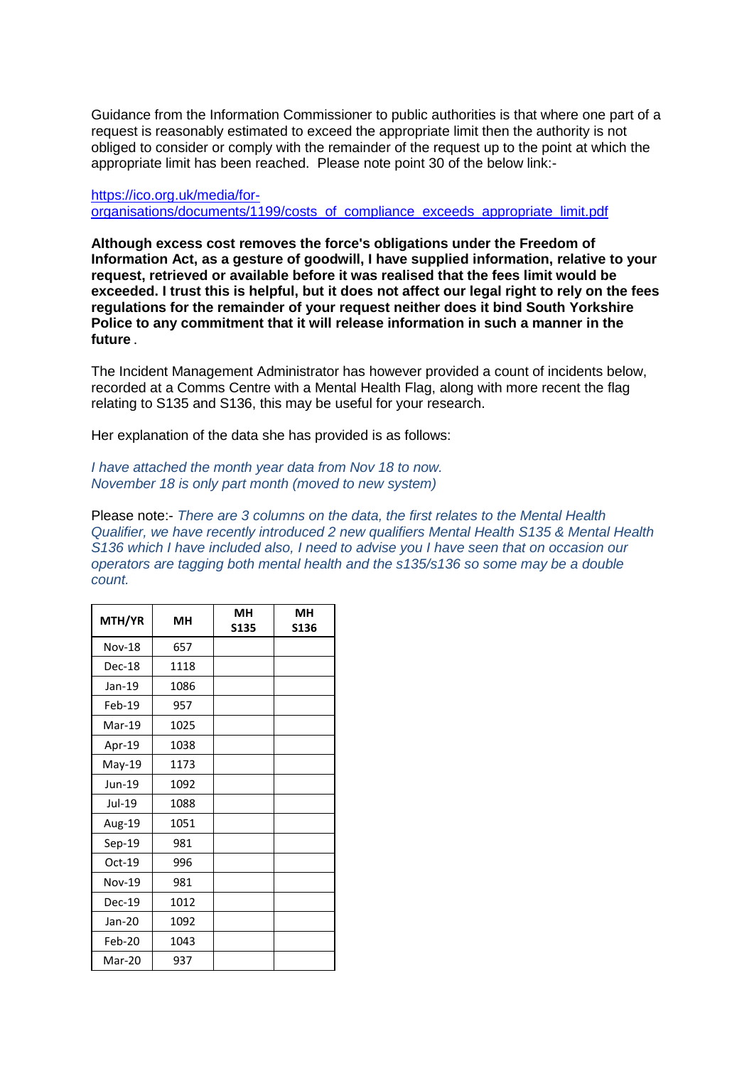Guidance from the Information Commissioner to public authorities is that where one part of a request is reasonably estimated to exceed the appropriate limit then the authority is not obliged to consider or comply with the remainder of the request up to the point at which the appropriate limit has been reached. Please note point 30 of the below link:-

[https://ico.org.uk/media/for-organisations/documents/1199/costs_of_compliance_exceeds_appropriate_limit.pdf](https://ico.org.uk/media/for-organisations/documents/1199/costs_of_compliance_exceeds_appropriate_limit.pdf)

**Although excess cost removes the force's obligations under the Freedom of Information Act, as a gesture of goodwill, I have supplied information, relative to your request, retrieved or available before it was realised that the fees limit would be exceeded. I trust this is helpful, but it does not affect our legal right to rely on the fees regulations for the remainder of your request neither does it bind South Yorkshire Police to any commitment that it will release information in such a manner in the future**.

The Incident Management Administrator has however provided a count of incidents below, recorded at a Comms Centre with a Mental Health Flag, along with more recent the flag relating to S135 and S136, this may be useful for your research.

Her explanation of the data she has provided is as follows:

*I have attached the month year data from Nov 18 to now.*
*November 18 is only part month (moved to new system)*

Please note:- *There are 3 columns on the data, the first relates to the Mental Health Qualifier, we have recently introduced 2 new qualifiers Mental Health S135 & Mental Health S136 which I have included also, I need to advise you I have seen that on occasion our operators are tagging both mental health and the s135/s136 so some may be a double count.*

| MTH/YR | MH | MH S135 | MH S136 |
|---|---|---|---|
| Nov-18 | 657 | | |
| Dec-18 | 1118 | | |
| Jan-19 | 1086 | | |
| Feb-19 | 957 | | |
| Mar-19 | 1025 | | |
| Apr-19 | 1038 | | |
| May-19 | 1173 | | |
| Jun-19 | 1092 | | |
| Jul-19 | 1088 | | |
| Aug-19 | 1051 | | |
| Sep-19 | 981 | | |
| Oct-19 | 996 | | |
| Nov-19 | 981 | | |
| Dec-19 | 1012 | | |
| Jan-20 | 1092 | | |
| Feb-20 | 1043 | | |
| Mar-20 | 937 | | |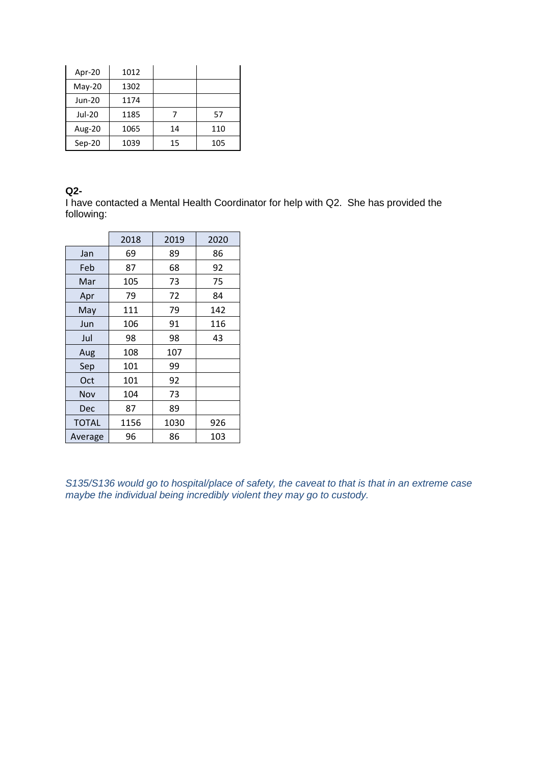| | | | |
|---|---|---|---|
| Apr-20 | 1012 | | |
| May-20 | 1302 | | |
| Jun-20 | 1174 | | |
| Jul-20 | 1185 | 7 | 57 |
| Aug-20 | 1065 | 14 | 110 |
| Sep-20 | 1039 | 15 | 105 |

**Q2-**
I have contacted a Mental Health Coordinator for help with Q2. She has provided the following:

| | 2018 | 2019 | 2020 |
|---|---|---|---|
| Jan | 69 | 89 | 86 |
| Feb | 87 | 68 | 92 |
| Mar | 105 | 73 | 75 |
| Apr | 79 | 72 | 84 |
| May | 111 | 79 | 142 |
| Jun | 106 | 91 | 116 |
| Jul | 98 | 98 | 43 |
| Aug | 108 | 107 | |
| Sep | 101 | 99 | |
| Oct | 101 | 92 | |
| Nov | 104 | 73 | |
| Dec | 87 | 89 | |
| TOTAL | 1156 | 1030 | 926 |
| Average | 96 | 86 | 103 |

*S135/S136 would go to hospital/place of safety, the caveat to that is that in an extreme case maybe the individual being incredibly violent they may go to custody.*